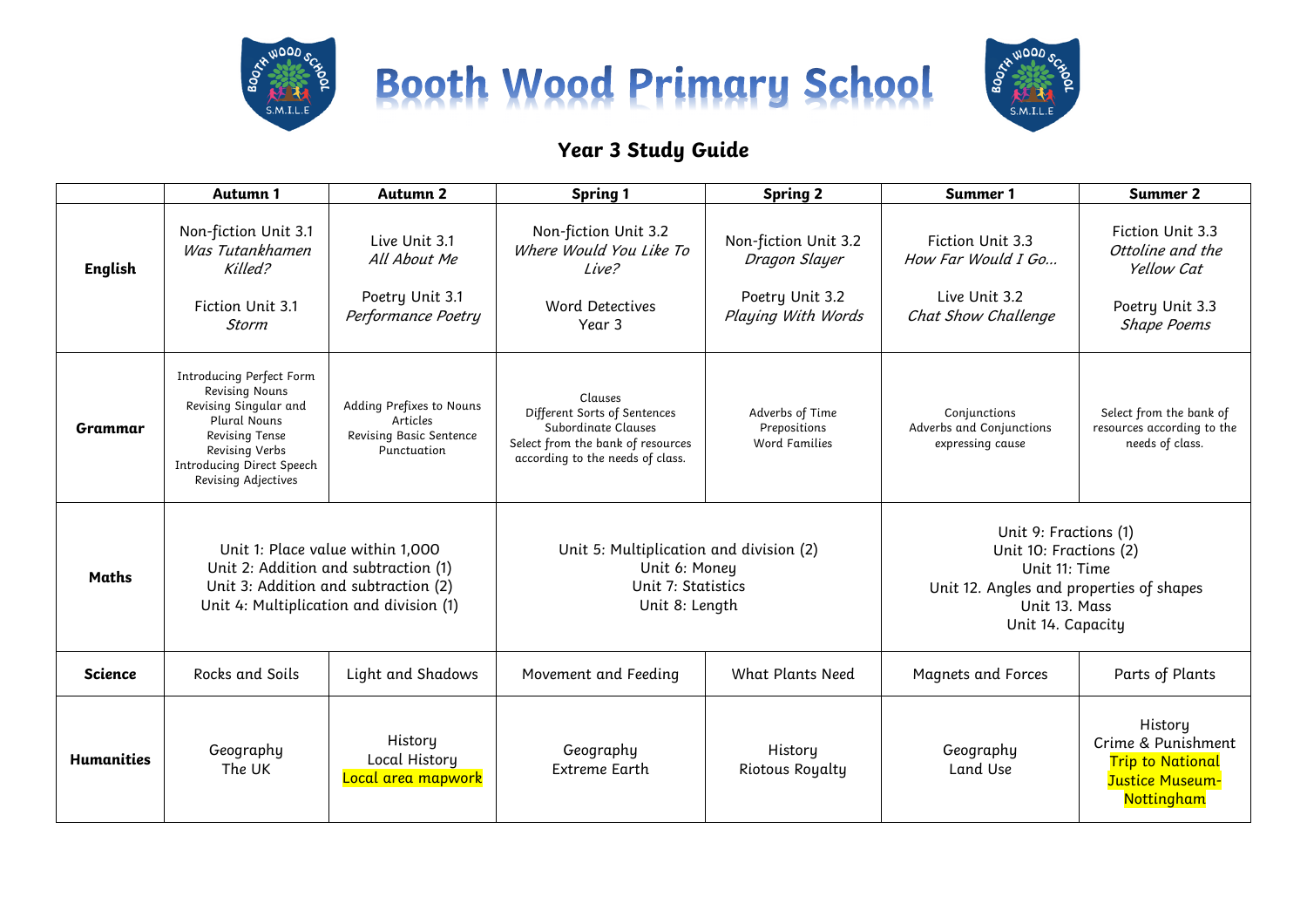# Booth Wood Primary School

## Year 3 Study Guide

| | Autumn 1 | Autumn 2 | Spring 1 | Spring 2 | Summer 1 | Summer 2 |
|---|---|---|---|---|---|---|
| **English** | Non-fiction Unit 3.1 *Was Tutankhamen Killed?*<br><br>Fiction Unit 3.1 *Storm* | Live Unit 3.1 *All About Me*<br><br>Poetry Unit 3.1 *Performance Poetry* | Non-fiction Unit 3.2 *Where Would You Like To Live?*<br><br>Word Detectives Year 3 | Non-fiction Unit 3.2 *Dragon Slayer*<br><br>Poetry Unit 3.2 *Playing With Words* | Fiction Unit 3.3 *How Far Would I Go…*<br><br>Live Unit 3.2 *Chat Show Challenge* | Fiction Unit 3.3 *Ottoline and the Yellow Cat*<br><br>Poetry Unit 3.3 *Shape Poems* |
| **Grammar** | Introducing Perfect Form<br>Revising Nouns<br>Revising Singular and Plural Nouns<br>Revising Tense<br>Revising Verbs<br>Introducing Direct Speech<br>Revising Adjectives | Adding Prefixes to Nouns<br>Articles<br>Revising Basic Sentence Punctuation | Clauses<br>Different Sorts of Sentences<br>Subordinate Clauses<br>Select from the bank of resources according to the needs of class. | Adverbs of Time<br>Prepositions<br>Word Families | Conjunctions<br>Adverbs and Conjunctions expressing cause | Select from the bank of resources according to the needs of class. |
| **Maths** | Unit 1: Place value within 1,000<br>Unit 2: Addition and subtraction (1)<br>Unit 3: Addition and subtraction (2)<br>Unit 4: Multiplication and division (1) | | Unit 5: Multiplication and division (2)<br>Unit 6: Money<br>Unit 7: Statistics<br>Unit 8: Length | | Unit 9: Fractions (1)<br>Unit 10: Fractions (2)<br>Unit 11: Time<br>Unit 12. Angles and properties of shapes<br>Unit 13. Mass<br>Unit 14. Capacity | |
| **Science** | Rocks and Soils | Light and Shadows | Movement and Feeding | What Plants Need | Magnets and Forces | Parts of Plants |
| **Humanities** | Geography<br>The UK | History<br>Local History<br>Local area mapwork | Geography<br>Extreme Earth | History<br>Riotous Royalty | Geography<br>Land Use | History<br>Crime & Punishment<br>Trip to National Justice Museum- Nottingham |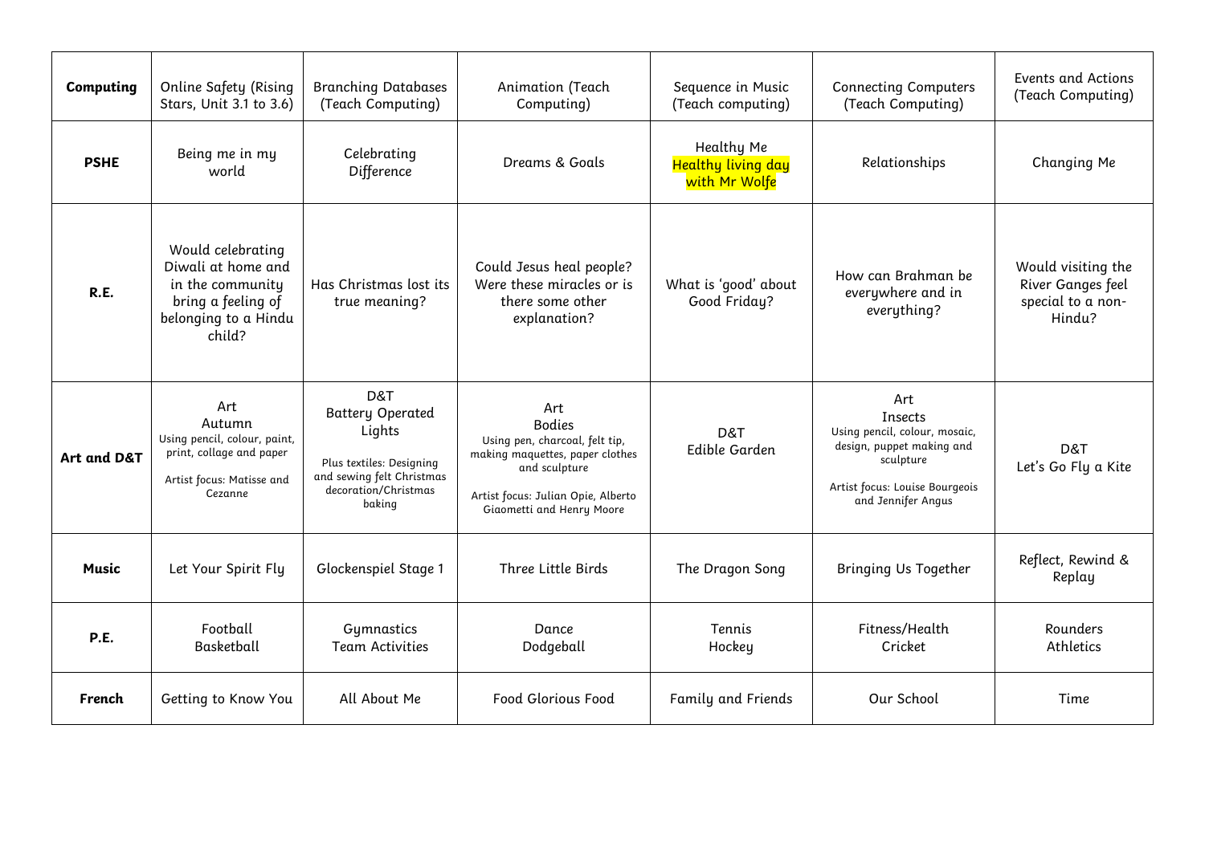| | | | | | | |
|---|---|---|---|---|---|---|
| **Computing** | Online Safety (Rising Stars, Unit 3.1 to 3.6) | Branching Databases (Teach Computing) | Animation (Teach Computing) | Sequence in Music (Teach computing) | Connecting Computers (Teach Computing) | Events and Actions (Teach Computing) |
| **PSHE** | Being me in my world | Celebrating Difference | Dreams & Goals | Healthy Me<br>Healthy living day with Mr Wolfe | Relationships | Changing Me |
| **R.E.** | Would celebrating Diwali at home and in the community bring a feeling of belonging to a Hindu child? | Has Christmas lost its true meaning? | Could Jesus heal people? Were these miracles or is there some other explanation? | What is 'good' about Good Friday? | How can Brahman be everywhere and in everything? | Would visiting the River Ganges feel special to a non-Hindu? |
| **Art and D&T** | Art<br>Autumn<br>Using pencil, colour, paint, print, collage and paper<br>Artist focus: Matisse and Cezanne | D&T<br>Battery Operated Lights<br>Plus textiles: Designing and sewing felt Christmas decoration/Christmas baking | Art<br>Bodies<br>Using pen, charcoal, felt tip, making maquettes, paper clothes and sculpture<br>Artist focus: Julian Opie, Alberto Giaometti and Henry Moore | D&T<br>Edible Garden | Art<br>Insects<br>Using pencil, colour, mosaic, design, puppet making and sculpture<br>Artist focus: Louise Bourgeois and Jennifer Angus | D&T<br>Let's Go Fly a Kite |
| **Music** | Let Your Spirit Fly | Glockenspiel Stage 1 | Three Little Birds | The Dragon Song | Bringing Us Together | Reflect, Rewind & Replay |
| **P.E.** | Football<br>Basketball | Gymnastics<br>Team Activities | Dance<br>Dodgeball | Tennis<br>Hockey | Fitness/Health<br>Cricket | Rounders<br>Athletics |
| **French** | Getting to Know You | All About Me | Food Glorious Food | Family and Friends | Our School | Time |